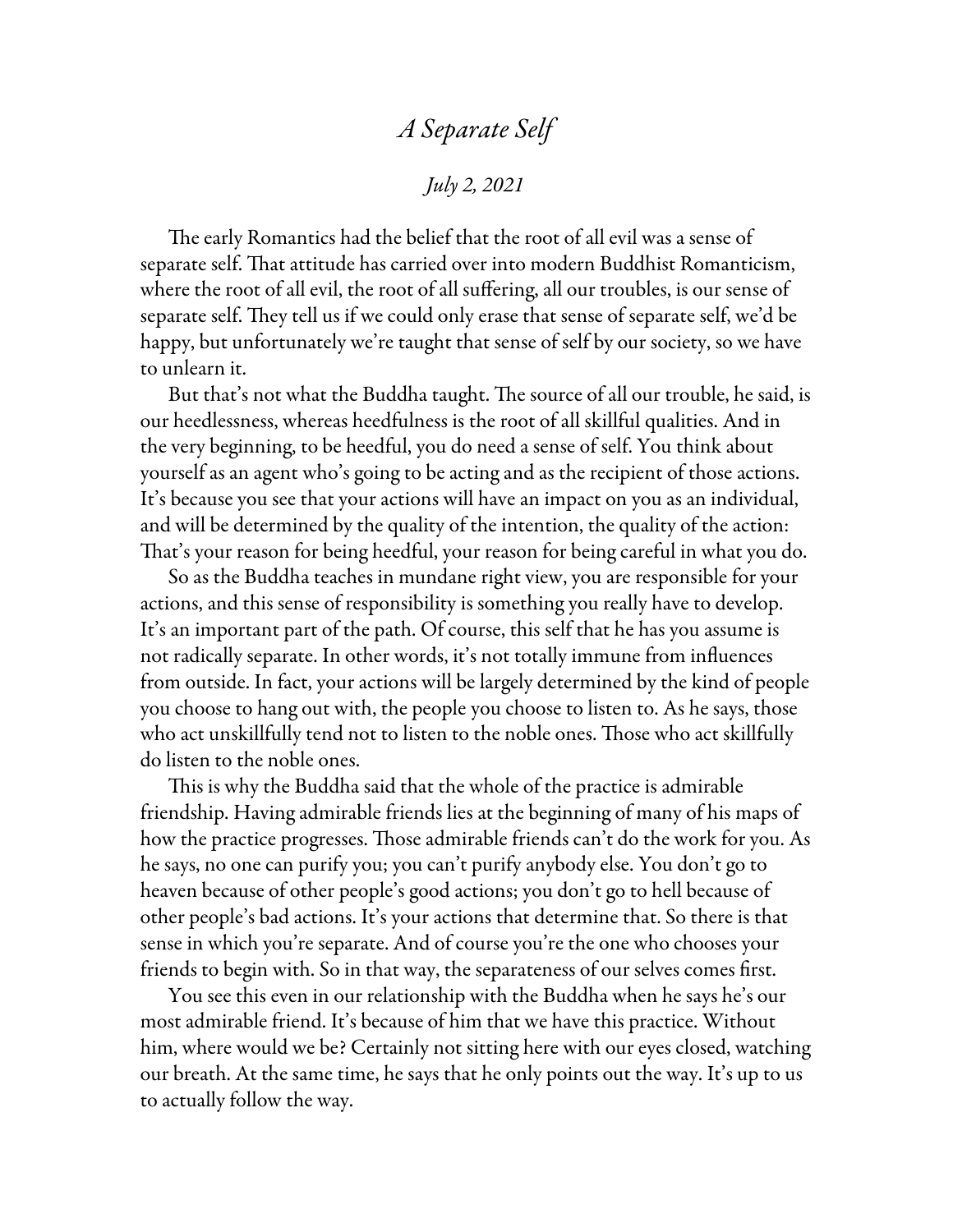# *A Separate Self*

*July 2, 2021*

The early Romantics had the belief that the root of all evil was a sense of separate self. That attitude has carried over into modern Buddhist Romanticism, where the root of all evil, the root of all suffering, all our troubles, is our sense of separate self. They tell us if we could only erase that sense of separate self, we'd be happy, but unfortunately we're taught that sense of self by our society, so we have to unlearn it.

But that's not what the Buddha taught. The source of all our trouble, he said, is our heedlessness, whereas heedfulness is the root of all skillful qualities. And in the very beginning, to be heedful, you do need a sense of self. You think about yourself as an agent who's going to be acting and as the recipient of those actions. It's because you see that your actions will have an impact on you as an individual, and will be determined by the quality of the intention, the quality of the action: That's your reason for being heedful, your reason for being careful in what you do.

So as the Buddha teaches in mundane right view, you are responsible for your actions, and this sense of responsibility is something you really have to develop. It's an important part of the path. Of course, this self that he has you assume is not radically separate. In other words, it's not totally immune from influences from outside. In fact, your actions will be largely determined by the kind of people you choose to hang out with, the people you choose to listen to. As he says, those who act unskillfully tend not to listen to the noble ones. Those who act skillfully do listen to the noble ones.

This is why the Buddha said that the whole of the practice is admirable friendship. Having admirable friends lies at the beginning of many of his maps of how the practice progresses. Those admirable friends can't do the work for you. As he says, no one can purify you; you can't purify anybody else. You don't go to heaven because of other people's good actions; you don't go to hell because of other people's bad actions. It's your actions that determine that. So there is that sense in which you're separate. And of course you're the one who chooses your friends to begin with. So in that way, the separateness of our selves comes first.

You see this even in our relationship with the Buddha when he says he's our most admirable friend. It's because of him that we have this practice. Without him, where would we be? Certainly not sitting here with our eyes closed, watching our breath. At the same time, he says that he only points out the way. It's up to us to actually follow the way.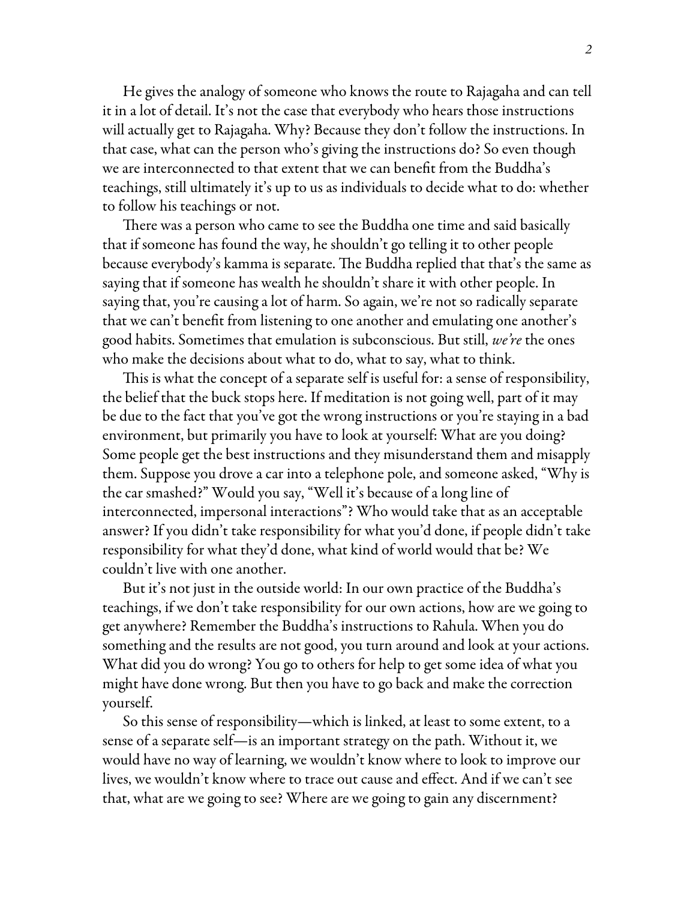He gives the analogy of someone who knows the route to Rajagaha and can tell it in a lot of detail. It's not the case that everybody who hears those instructions will actually get to Rajagaha. Why? Because they don't follow the instructions. In that case, what can the person who's giving the instructions do? So even though we are interconnected to that extent that we can benefit from the Buddha's teachings, still ultimately it's up to us as individuals to decide what to do: whether to follow his teachings or not.

There was a person who came to see the Buddha one time and said basically that if someone has found the way, he shouldn't go telling it to other people because everybody's kamma is separate. The Buddha replied that that's the same as saying that if someone has wealth he shouldn't share it with other people. In saying that, you're causing a lot of harm. So again, we're not so radically separate that we can't benefit from listening to one another and emulating one another's good habits. Sometimes that emulation is subconscious. But still, *we're* the ones who make the decisions about what to do, what to say, what to think.

This is what the concept of a separate self is useful for: a sense of responsibility, the belief that the buck stops here. If meditation is not going well, part of it may be due to the fact that you've got the wrong instructions or you're staying in a bad environment, but primarily you have to look at yourself: What are you doing? Some people get the best instructions and they misunderstand them and misapply them. Suppose you drove a car into a telephone pole, and someone asked, "Why is the car smashed?" Would you say, "Well it's because of a long line of interconnected, impersonal interactions"? Who would take that as an acceptable answer? If you didn't take responsibility for what you'd done, if people didn't take responsibility for what they'd done, what kind of world would that be? We couldn't live with one another.

But it's not just in the outside world: In our own practice of the Buddha's teachings, if we don't take responsibility for our own actions, how are we going to get anywhere? Remember the Buddha's instructions to Rahula. When you do something and the results are not good, you turn around and look at your actions. What did you do wrong? You go to others for help to get some idea of what you might have done wrong. But then you have to go back and make the correction yourself.

So this sense of responsibility—which is linked, at least to some extent, to a sense of a separate self—is an important strategy on the path. Without it, we would have no way of learning, we wouldn't know where to look to improve our lives, we wouldn't know where to trace out cause and effect. And if we can't see that, what are we going to see? Where are we going to gain any discernment?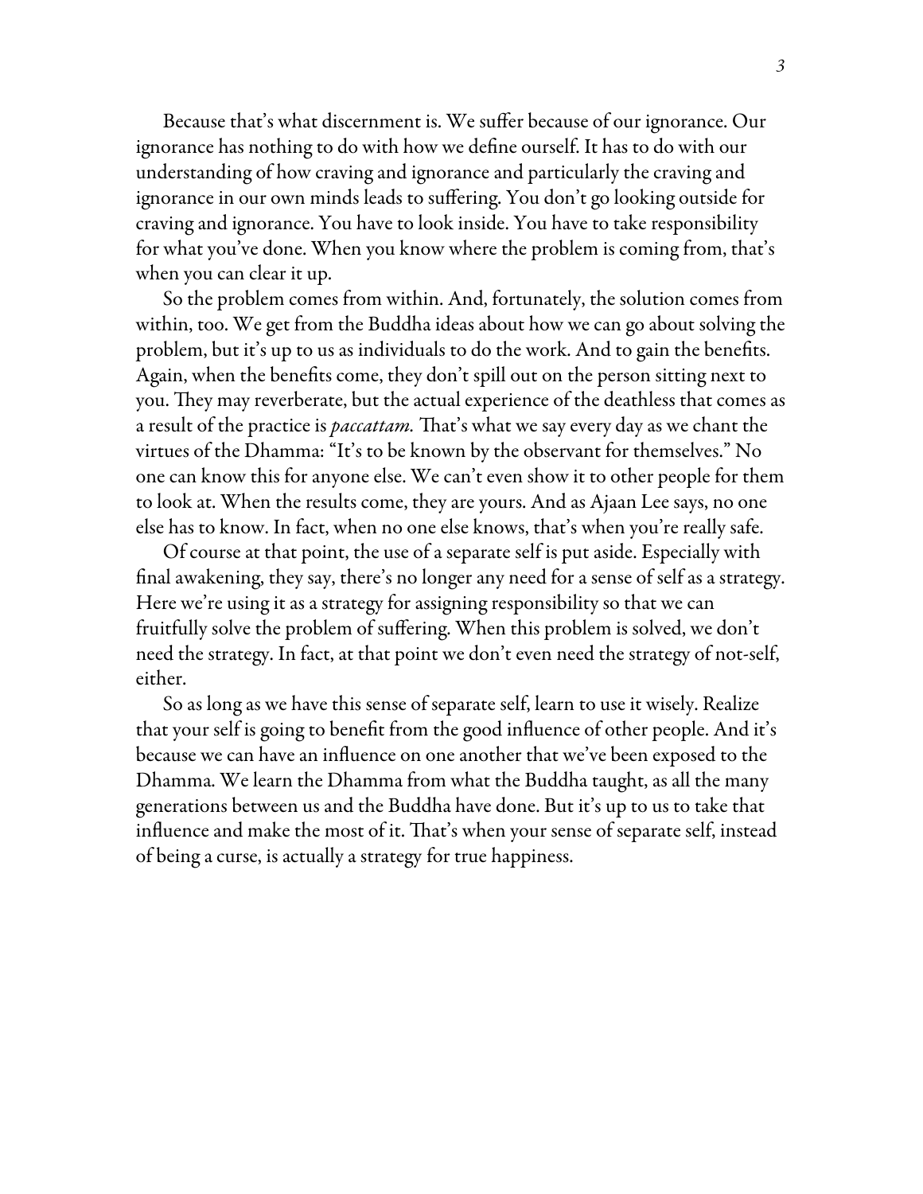Because that's what discernment is. We suffer because of our ignorance. Our ignorance has nothing to do with how we define ourself. It has to do with our understanding of how craving and ignorance and particularly the craving and ignorance in our own minds leads to suffering. You don't go looking outside for craving and ignorance. You have to look inside. You have to take responsibility for what you've done. When you know where the problem is coming from, that's when you can clear it up.

So the problem comes from within. And, fortunately, the solution comes from within, too. We get from the Buddha ideas about how we can go about solving the problem, but it's up to us as individuals to do the work. And to gain the benefits. Again, when the benefits come, they don't spill out on the person sitting next to you. They may reverberate, but the actual experience of the deathless that comes as a result of the practice is *paccattam.* That's what we say every day as we chant the virtues of the Dhamma: "It's to be known by the observant for themselves." No one can know this for anyone else. We can't even show it to other people for them to look at. When the results come, they are yours. And as Ajaan Lee says, no one else has to know. In fact, when no one else knows, that's when you're really safe.

Of course at that point, the use of a separate self is put aside. Especially with final awakening, they say, there's no longer any need for a sense of self as a strategy. Here we're using it as a strategy for assigning responsibility so that we can fruitfully solve the problem of suffering. When this problem is solved, we don't need the strategy. In fact, at that point we don't even need the strategy of not-self, either.

So as long as we have this sense of separate self, learn to use it wisely. Realize that your self is going to benefit from the good influence of other people. And it's because we can have an influence on one another that we've been exposed to the Dhamma. We learn the Dhamma from what the Buddha taught, as all the many generations between us and the Buddha have done. But it's up to us to take that influence and make the most of it. That's when your sense of separate self, instead of being a curse, is actually a strategy for true happiness.